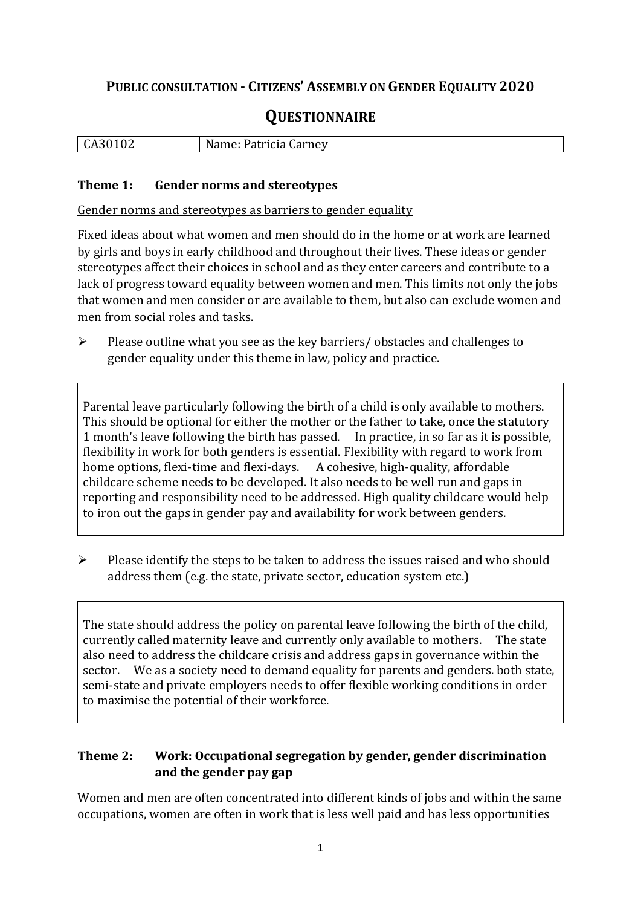# Public consultation - Citizens' Assembly on Gender Equality 2020

## Questionnaire

| CA30102 | Name: Patricia Carney |
|---|---|

### Theme 1: Gender norms and stereotypes

Gender norms and stereotypes as barriers to gender equality

Fixed ideas about what women and men should do in the home or at work are learned by girls and boys in early childhood and throughout their lives. These ideas or gender stereotypes affect their choices in school and as they enter careers and contribute to a lack of progress toward equality between women and men. This limits not only the jobs that women and men consider or are available to them, but also can exclude women and men from social roles and tasks.

- Please outline what you see as the key barriers/ obstacles and challenges to gender equality under this theme in law, policy and practice.

> Parental leave particularly following the birth of a child is only available to mothers. This should be optional for either the mother or the father to take, once the statutory 1 month's leave following the birth has passed. In practice, in so far as it is possible, flexibility in work for both genders is essential. Flexibility with regard to work from home options, flexi-time and flexi-days. A cohesive, high-quality, affordable childcare scheme needs to be developed. It also needs to be well run and gaps in reporting and responsibility need to be addressed. High quality childcare would help to iron out the gaps in gender pay and availability for work between genders.

- Please identify the steps to be taken to address the issues raised and who should address them (e.g. the state, private sector, education system etc.)

> The state should address the policy on parental leave following the birth of the child, currently called maternity leave and currently only available to mothers. The state also need to address the childcare crisis and address gaps in governance within the sector. We as a society need to demand equality for parents and genders. both state, semi-state and private employers needs to offer flexible working conditions in order to maximise the potential of their workforce.

### Theme 2: Work: Occupational segregation by gender, gender discrimination and the gender pay gap

Women and men are often concentrated into different kinds of jobs and within the same occupations, women are often in work that is less well paid and has less opportunities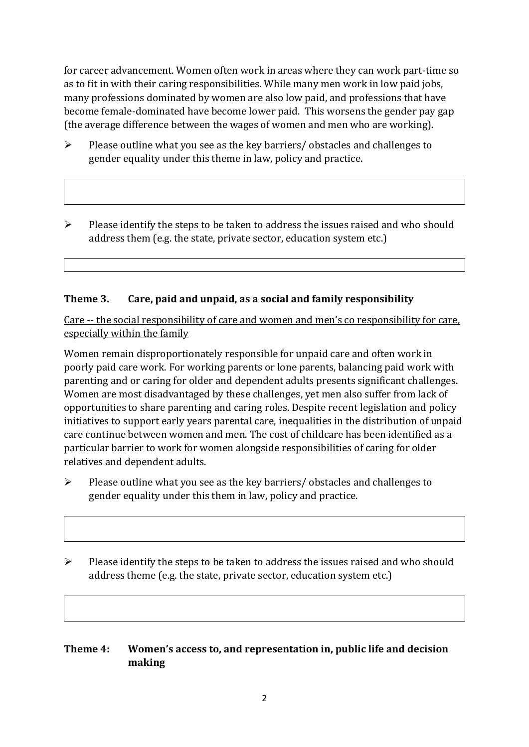for career advancement. Women often work in areas where they can work part-time so as to fit in with their caring responsibilities. While many men work in low paid jobs, many professions dominated by women are also low paid, and professions that have become female-dominated have become lower paid. This worsens the gender pay gap (the average difference between the wages of women and men who are working).

- Please outline what you see as the key barriers/ obstacles and challenges to gender equality under this theme in law, policy and practice.

- Please identify the steps to be taken to address the issues raised and who should address them (e.g. the state, private sector, education system etc.)

### Theme 3. Care, paid and unpaid, as a social and family responsibility

Care -- the social responsibility of care and women and men's co responsibility for care, especially within the family

Women remain disproportionately responsible for unpaid care and often work in poorly paid care work. For working parents or lone parents, balancing paid work with parenting and or caring for older and dependent adults presents significant challenges. Women are most disadvantaged by these challenges, yet men also suffer from lack of opportunities to share parenting and caring roles. Despite recent legislation and policy initiatives to support early years parental care, inequalities in the distribution of unpaid care continue between women and men. The cost of childcare has been identified as a particular barrier to work for women alongside responsibilities of caring for older relatives and dependent adults.

- Please outline what you see as the key barriers/ obstacles and challenges to gender equality under this them in law, policy and practice.

- Please identify the steps to be taken to address the issues raised and who should address theme (e.g. the state, private sector, education system etc.)

### Theme 4: Women's access to, and representation in, public life and decision making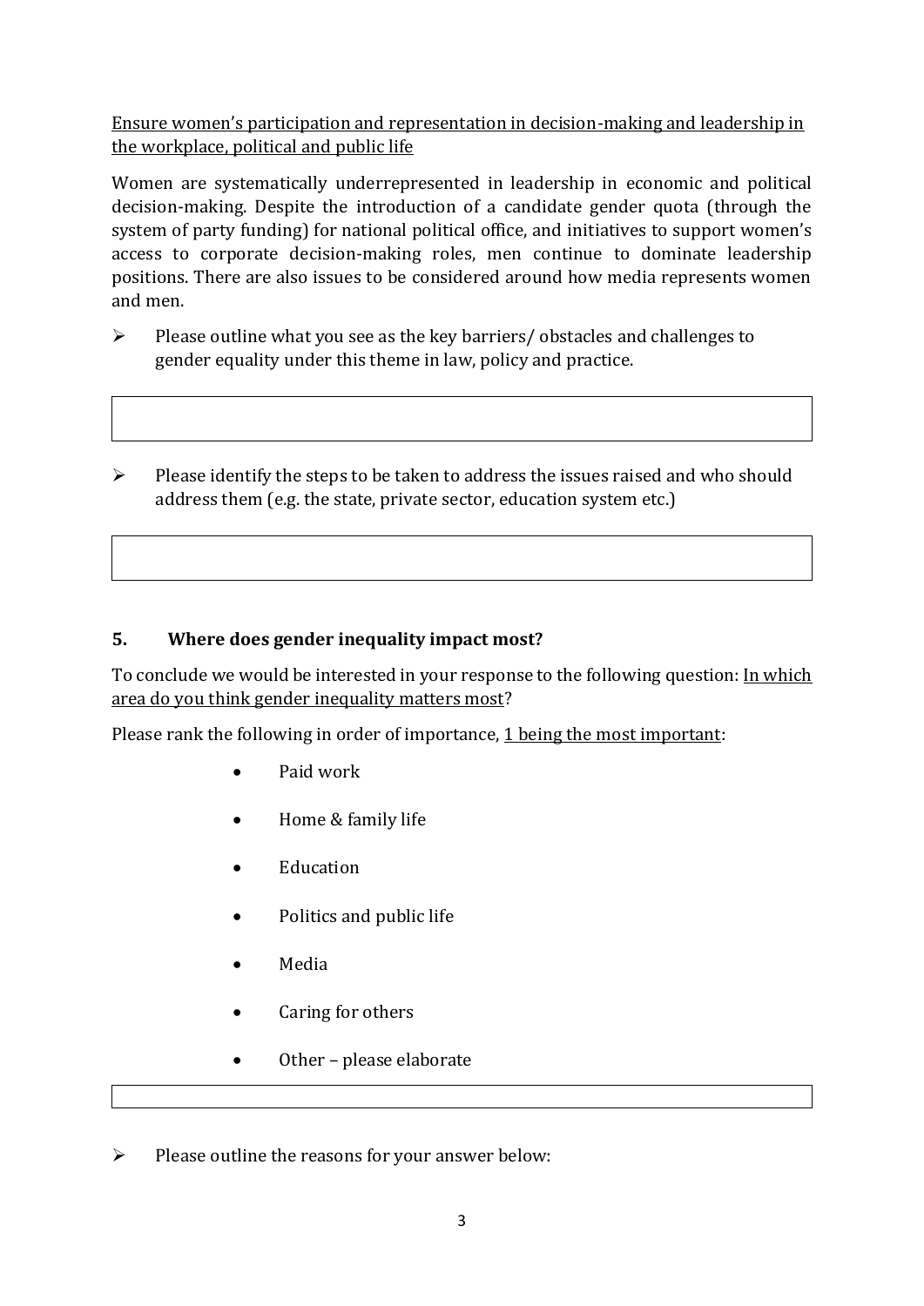<u>Ensure women's participation and representation in decision-making and leadership in the workplace, political and public life</u>

Women are systematically underrepresented in leadership in economic and political decision-making. Despite the introduction of a candidate gender quota (through the system of party funding) for national political office, and initiatives to support women's access to corporate decision-making roles, men continue to dominate leadership positions. There are also issues to be considered around how media represents women and men.

- Please outline what you see as the key barriers/ obstacles and challenges to gender equality under this theme in law, policy and practice.

|  |
| --- |
|  |

- Please identify the steps to be taken to address the issues raised and who should address them (e.g. the state, private sector, education system etc.)

|  |
| --- |
|  |

## 5. Where does gender inequality impact most?

To conclude we would be interested in your response to the following question: <u>In which area do you think gender inequality matters most</u>?

Please rank the following in order of importance, <u>1 being the most important</u>:

- Paid work
- Home & family life
- Education
- Politics and public life
- Media
- Caring for others
- Other – please elaborate

|  |
| --- |
|  |

- Please outline the reasons for your answer below: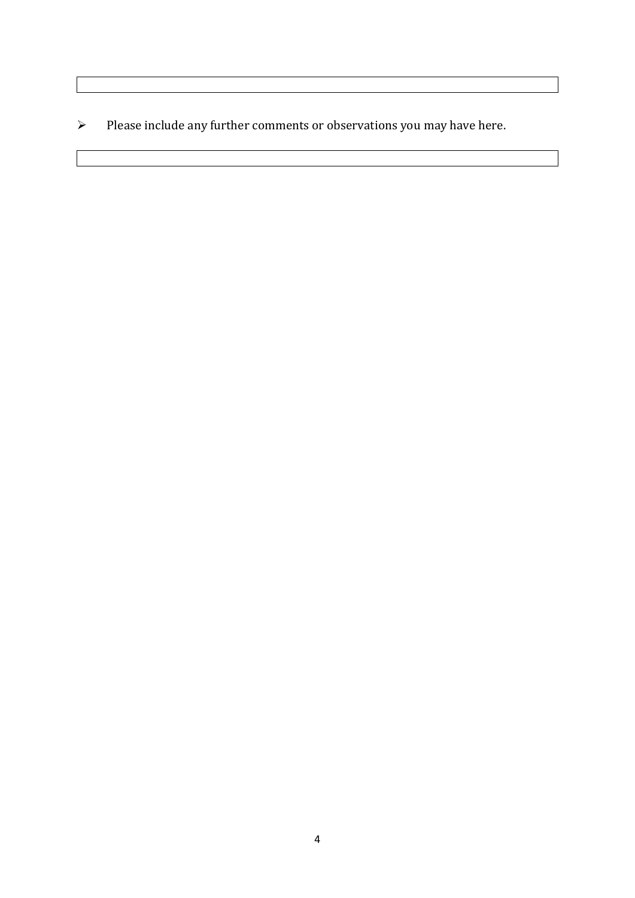| |
|---|
| |

- Please include any further comments or observations you may have here.

| |
|---|
| |